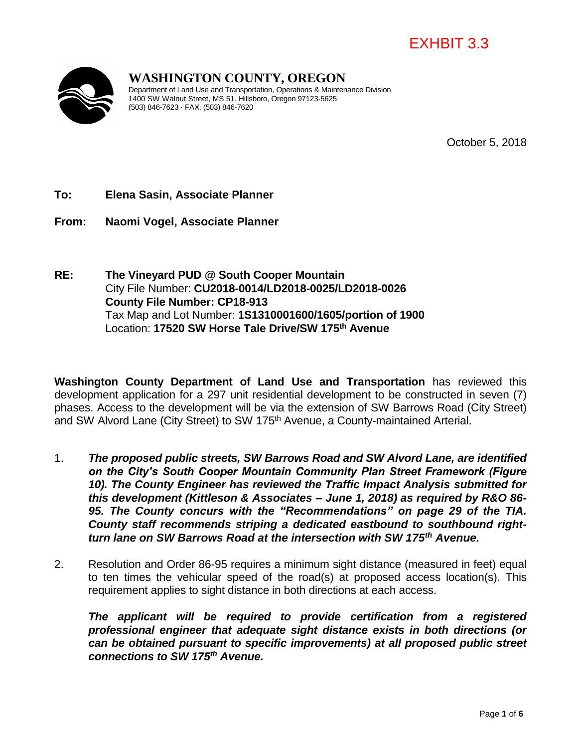EXHIBIT 3.3

**WASHINGTON COUNTY, OREGON**
Department of Land Use and Transportation, Operations & Maintenance Division
1400 SW Walnut Street, MS 51, Hillsboro, Oregon 97123-5625
(503) 846-7623 · FAX: (503) 846-7620

October 5, 2018

**To:** **Elena Sasin, Associate Planner**

**From:** **Naomi Vogel, Associate Planner**

**RE:** **The Vineyard PUD @ South Cooper Mountain**
City File Number: **CU2018-0014/LD2018-0025/LD2018-0026**
**County File Number: CP18-913**
Tax Map and Lot Number: **1S1310001600/1605/portion of 1900**
Location: **17520 SW Horse Tale Drive/SW 175th Avenue**

**Washington County Department of Land Use and Transportation** has reviewed this development application for a 297 unit residential development to be constructed in seven (7) phases. Access to the development will be via the extension of SW Barrows Road (City Street) and SW Alvord Lane (City Street) to SW 175th Avenue, a County-maintained Arterial.

1. ***The proposed public streets, SW Barrows Road and SW Alvord Lane, are identified on the City's South Cooper Mountain Community Plan Street Framework (Figure 10). The County Engineer has reviewed the Traffic Impact Analysis submitted for this development (Kittleson & Associates – June 1, 2018) as required by R&O 86-95. The County concurs with the "Recommendations" on page 29 of the TIA. County staff recommends striping a dedicated eastbound to southbound right-turn lane on SW Barrows Road at the intersection with SW 175th Avenue.***

2. Resolution and Order 86-95 requires a minimum sight distance (measured in feet) equal to ten times the vehicular speed of the road(s) at proposed access location(s). This requirement applies to sight distance in both directions at each access.

   ***The applicant will be required to provide certification from a registered professional engineer that adequate sight distance exists in both directions (or can be obtained pursuant to specific improvements) at all proposed public street connections to SW 175th Avenue.***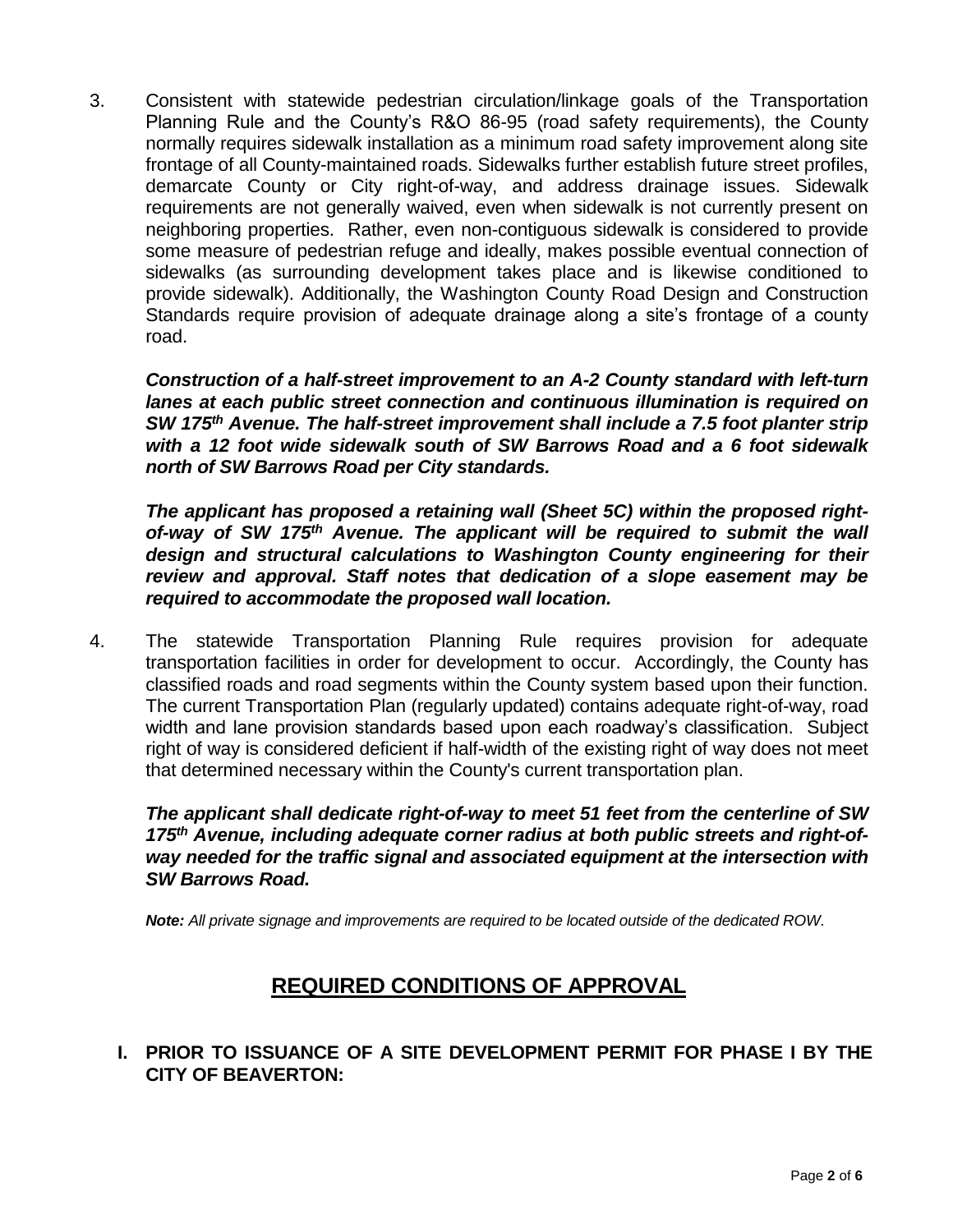3. Consistent with statewide pedestrian circulation/linkage goals of the Transportation Planning Rule and the County's R&O 86-95 (road safety requirements), the County normally requires sidewalk installation as a minimum road safety improvement along site frontage of all County-maintained roads. Sidewalks further establish future street profiles, demarcate County or City right-of-way, and address drainage issues. Sidewalk requirements are not generally waived, even when sidewalk is not currently present on neighboring properties. Rather, even non-contiguous sidewalk is considered to provide some measure of pedestrian refuge and ideally, makes possible eventual connection of sidewalks (as surrounding development takes place and is likewise conditioned to provide sidewalk). Additionally, the Washington County Road Design and Construction Standards require provision of adequate drainage along a site's frontage of a county road.

   ***Construction of a half-street improvement to an A-2 County standard with left-turn lanes at each public street connection and continuous illumination is required on SW 175th Avenue. The half-street improvement shall include a 7.5 foot planter strip with a 12 foot wide sidewalk south of SW Barrows Road and a 6 foot sidewalk north of SW Barrows Road per City standards.***

   ***The applicant has proposed a retaining wall (Sheet 5C) within the proposed right-of-way of SW 175th Avenue. The applicant will be required to submit the wall design and structural calculations to Washington County engineering for their review and approval. Staff notes that dedication of a slope easement may be required to accommodate the proposed wall location.***

4. The statewide Transportation Planning Rule requires provision for adequate transportation facilities in order for development to occur. Accordingly, the County has classified roads and road segments within the County system based upon their function. The current Transportation Plan (regularly updated) contains adequate right-of-way, road width and lane provision standards based upon each roadway's classification. Subject right of way is considered deficient if half-width of the existing right of way does not meet that determined necessary within the County's current transportation plan.

   ***The applicant shall dedicate right-of-way to meet 51 feet from the centerline of SW 175th Avenue, including adequate corner radius at both public streets and right-of-way needed for the traffic signal and associated equipment at the intersection with SW Barrows Road.***

   ***Note:*** *All private signage and improvements are required to be located outside of the dedicated ROW.*

## REQUIRED CONDITIONS OF APPROVAL

### I. PRIOR TO ISSUANCE OF A SITE DEVELOPMENT PERMIT FOR PHASE I BY THE CITY OF BEAVERTON: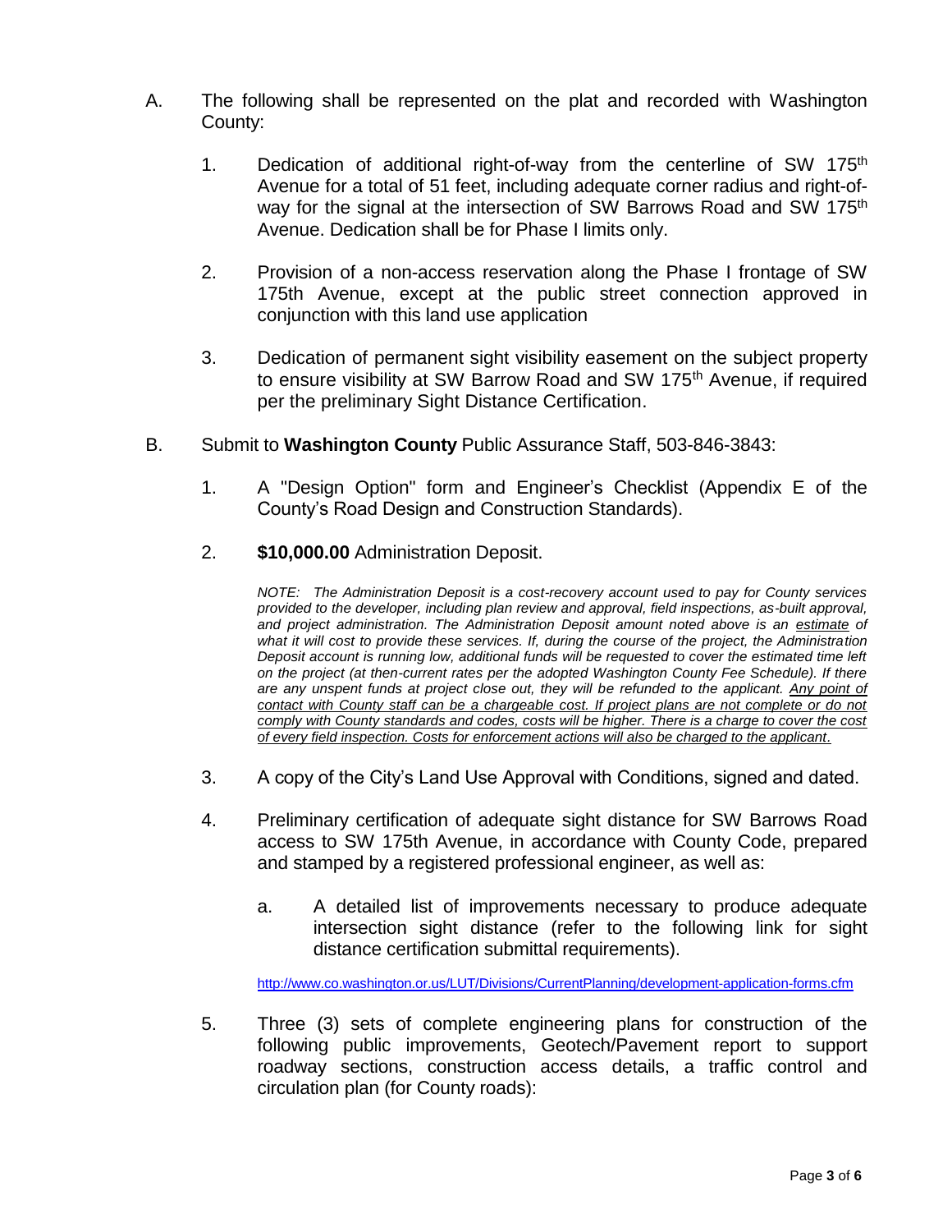A. The following shall be represented on the plat and recorded with Washington County:

   1. Dedication of additional right-of-way from the centerline of SW 175th Avenue for a total of 51 feet, including adequate corner radius and right-of-way for the signal at the intersection of SW Barrows Road and SW 175th Avenue. Dedication shall be for Phase I limits only.

   2. Provision of a non-access reservation along the Phase I frontage of SW 175th Avenue, except at the public street connection approved in conjunction with this land use application

   3. Dedication of permanent sight visibility easement on the subject property to ensure visibility at SW Barrow Road and SW 175th Avenue, if required per the preliminary Sight Distance Certification.

B. Submit to **Washington County** Public Assurance Staff, 503-846-3843:

   1. A "Design Option" form and Engineer's Checklist (Appendix E of the County's Road Design and Construction Standards).

   2. **$10,000.00** Administration Deposit.

      *NOTE: The Administration Deposit is a cost-recovery account used to pay for County services provided to the developer, including plan review and approval, field inspections, as-built approval, and project administration. The Administration Deposit amount noted above is an <u>estimate</u> of what it will cost to provide these services. If, during the course of the project, the Administration Deposit account is running low, additional funds will be requested to cover the estimated time left on the project (at then-current rates per the adopted Washington County Fee Schedule). If there are any unspent funds at project close out, they will be refunded to the applicant. <u>Any point of contact with County staff can be a chargeable cost. If project plans are not complete or do not comply with County standards and codes, costs will be higher. There is a charge to cover the cost of every field inspection. Costs for enforcement actions will also be charged to the applicant</u>.*

   3. A copy of the City's Land Use Approval with Conditions, signed and dated.

   4. Preliminary certification of adequate sight distance for SW Barrows Road access to SW 175th Avenue, in accordance with County Code, prepared and stamped by a registered professional engineer, as well as:

      a. A detailed list of improvements necessary to produce adequate intersection sight distance (refer to the following link for sight distance certification submittal requirements).

      http://www.co.washington.or.us/LUT/Divisions/CurrentPlanning/development-application-forms.cfm

   5. Three (3) sets of complete engineering plans for construction of the following public improvements, Geotech/Pavement report to support roadway sections, construction access details, a traffic control and circulation plan (for County roads):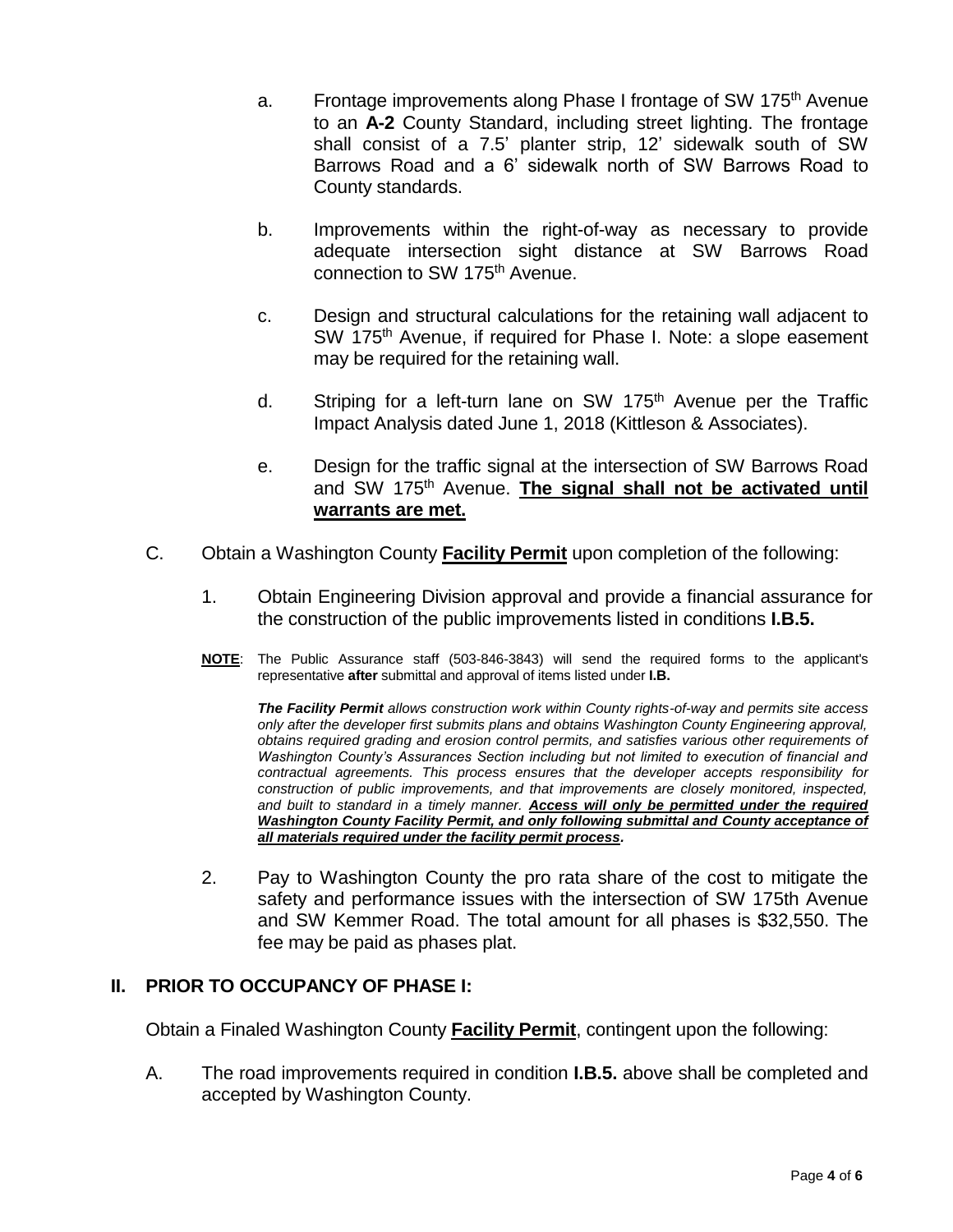a. Frontage improvements along Phase I frontage of SW 175th Avenue to an **A-2** County Standard, including street lighting. The frontage shall consist of a 7.5' planter strip, 12' sidewalk south of SW Barrows Road and a 6' sidewalk north of SW Barrows Road to County standards.

b. Improvements within the right-of-way as necessary to provide adequate intersection sight distance at SW Barrows Road connection to SW 175th Avenue.

c. Design and structural calculations for the retaining wall adjacent to SW 175th Avenue, if required for Phase I. Note: a slope easement may be required for the retaining wall.

d. Striping for a left-turn lane on SW 175th Avenue per the Traffic Impact Analysis dated June 1, 2018 (Kittleson & Associates).

e. Design for the traffic signal at the intersection of SW Barrows Road and SW 175th Avenue. <u>**The signal shall not be activated until warrants are met.**</u>

C. Obtain a Washington County <u>**Facility Permit**</u> upon completion of the following:

1. Obtain Engineering Division approval and provide a financial assurance for the construction of the public improvements listed in conditions **I.B.5.**

<u>**NOTE**</u>: The Public Assurance staff (503-846-3843) will send the required forms to the applicant's representative **after** submittal and approval of items listed under **I.B.**

***The Facility Permit*** *allows construction work within County rights-of-way and permits site access only after the developer first submits plans and obtains Washington County Engineering approval, obtains required grading and erosion control permits, and satisfies various other requirements of Washington County's Assurances Section including but not limited to execution of financial and contractual agreements. This process ensures that the developer accepts responsibility for construction of public improvements, and that improvements are closely monitored, inspected, and built to standard in a timely manner.* <u>***Access will only be permitted under the required Washington County Facility Permit, and only following submittal and County acceptance of all materials required under the facility permit process***</u>*.*

2. Pay to Washington County the pro rata share of the cost to mitigate the safety and performance issues with the intersection of SW 175th Avenue and SW Kemmer Road. The total amount for all phases is $32,550. The fee may be paid as phases plat.

## II. PRIOR TO OCCUPANCY OF PHASE I:

Obtain a Finaled Washington County <u>**Facility Permit**</u>, contingent upon the following:

A. The road improvements required in condition **I.B.5.** above shall be completed and accepted by Washington County.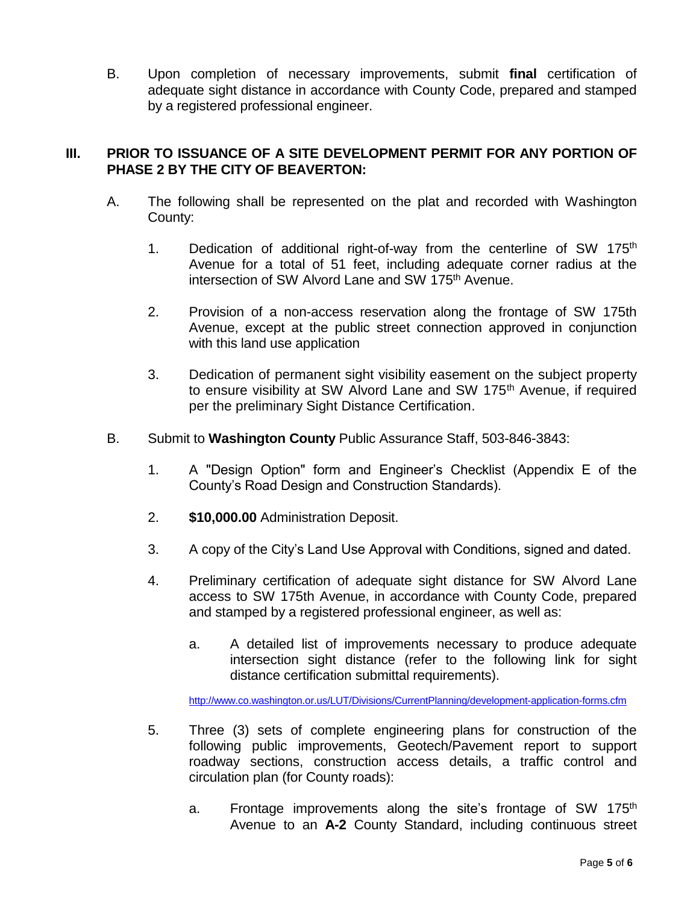B. Upon completion of necessary improvements, submit **final** certification of adequate sight distance in accordance with County Code, prepared and stamped by a registered professional engineer.

## III. PRIOR TO ISSUANCE OF A SITE DEVELOPMENT PERMIT FOR ANY PORTION OF PHASE 2 BY THE CITY OF BEAVERTON:

A. The following shall be represented on the plat and recorded with Washington County:

1. Dedication of additional right-of-way from the centerline of SW 175th Avenue for a total of 51 feet, including adequate corner radius at the intersection of SW Alvord Lane and SW 175th Avenue.

2. Provision of a non-access reservation along the frontage of SW 175th Avenue, except at the public street connection approved in conjunction with this land use application

3. Dedication of permanent sight visibility easement on the subject property to ensure visibility at SW Alvord Lane and SW 175th Avenue, if required per the preliminary Sight Distance Certification.

B. Submit to **Washington County** Public Assurance Staff, 503-846-3843:

1. A "Design Option" form and Engineer's Checklist (Appendix E of the County's Road Design and Construction Standards).

2. **$10,000.00** Administration Deposit.

3. A copy of the City's Land Use Approval with Conditions, signed and dated.

4. Preliminary certification of adequate sight distance for SW Alvord Lane access to SW 175th Avenue, in accordance with County Code, prepared and stamped by a registered professional engineer, as well as:

   a. A detailed list of improvements necessary to produce adequate intersection sight distance (refer to the following link for sight distance certification submittal requirements).

   http://www.co.washington.or.us/LUT/Divisions/CurrentPlanning/development-application-forms.cfm

5. Three (3) sets of complete engineering plans for construction of the following public improvements, Geotech/Pavement report to support roadway sections, construction access details, a traffic control and circulation plan (for County roads):

   a. Frontage improvements along the site's frontage of SW 175th Avenue to an **A-2** County Standard, including continuous street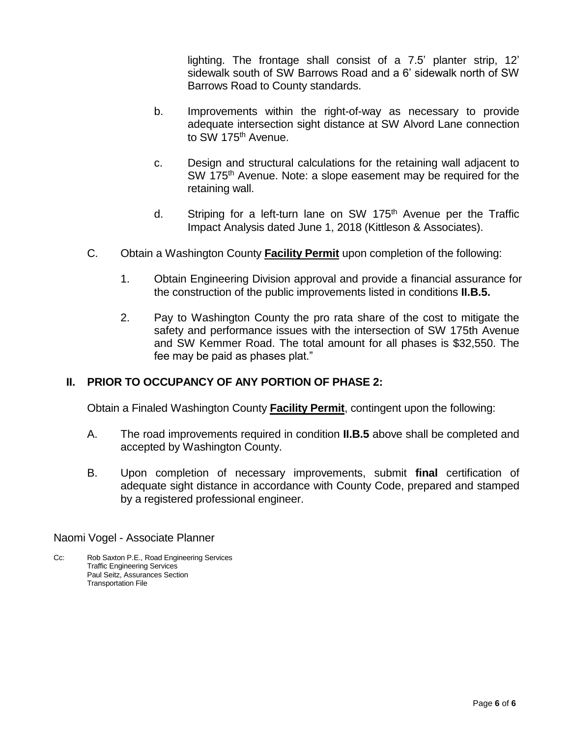lighting. The frontage shall consist of a 7.5' planter strip, 12' sidewalk south of SW Barrows Road and a 6' sidewalk north of SW Barrows Road to County standards.

b. Improvements within the right-of-way as necessary to provide adequate intersection sight distance at SW Alvord Lane connection to SW 175th Avenue.

c. Design and structural calculations for the retaining wall adjacent to SW 175th Avenue. Note: a slope easement may be required for the retaining wall.

d. Striping for a left-turn lane on SW 175th Avenue per the Traffic Impact Analysis dated June 1, 2018 (Kittleson & Associates).

C. Obtain a Washington County **Facility Permit** upon completion of the following:

1. Obtain Engineering Division approval and provide a financial assurance for the construction of the public improvements listed in conditions **II.B.5.**

2. Pay to Washington County the pro rata share of the cost to mitigate the safety and performance issues with the intersection of SW 175th Avenue and SW Kemmer Road. The total amount for all phases is $32,550. The fee may be paid as phases plat."

## II. PRIOR TO OCCUPANCY OF ANY PORTION OF PHASE 2:

Obtain a Finaled Washington County **Facility Permit**, contingent upon the following:

A. The road improvements required in condition **II.B.5** above shall be completed and accepted by Washington County.

B. Upon completion of necessary improvements, submit **final** certification of adequate sight distance in accordance with County Code, prepared and stamped by a registered professional engineer.

Naomi Vogel - Associate Planner

Cc: Rob Saxton P.E., Road Engineering Services
Traffic Engineering Services
Paul Seitz, Assurances Section
Transportation File